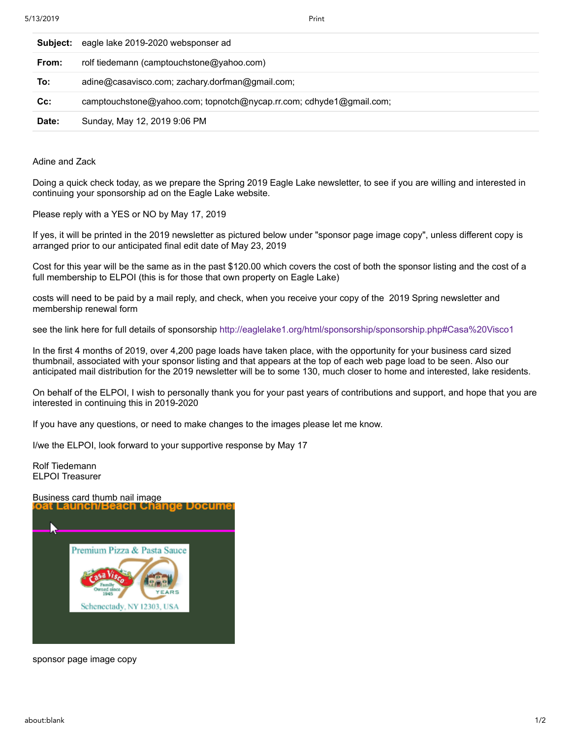| | |
|---|---|
| **Subject:** | eagle lake 2019-2020 websponser ad |
| **From:** | rolf tiedemann (camptouchstone@yahoo.com) |
| **To:** | adine@casavisco.com; zachary.dorfman@gmail.com; |
| **Cc:** | camptouchstone@yahoo.com; topnotch@nycap.rr.com; cdhyde1@gmail.com; |
| **Date:** | Sunday, May 12, 2019 9:06 PM |

Adine and Zack

Doing a quick check today, as we prepare the Spring 2019 Eagle Lake newsletter, to see if you are willing and interested in continuing your sponsorship ad on the Eagle Lake website.

Please reply with a YES or NO by May 17, 2019

If yes, it will be printed in the 2019 newsletter as pictured below under "sponsor page image copy", unless different copy is arranged prior to our anticipated final edit date of May 23, 2019

Cost for this year will be the same as in the past $120.00 which covers the cost of both the sponsor listing and the cost of a full membership to ELPOI (this is for those that own property on Eagle Lake)

costs will need to be paid by a mail reply, and check, when you receive your copy of the 2019 Spring newsletter and membership renewal form

see the link here for full details of sponsorship http://eaglelake1.org/html/sponsorship/sponsorship.php#Casa%20Visco1

In the first 4 months of 2019, over 4,200 page loads have taken place, with the opportunity for your business card sized thumbnail, associated with your sponsor listing and that appears at the top of each web page load to be seen. Also our anticipated mail distribution for the 2019 newsletter will be to some 130, much closer to home and interested, lake residents.

On behalf of the ELPOI, I wish to personally thank you for your past years of contributions and support, and hope that you are interested in continuing this in 2019-2020

If you have any questions, or need to make changes to the images please let me know.

I/we the ELPOI, look forward to your supportive response by May 17

Rolf Tiedemann
ELPOI Treasurer

Business card thumb nail image

oat Launch/Beach Change Docume

Premium Pizza & Pasta Sauce

Casa Visco Family Owned since 1945 70 YEARS

Schenectady, NY 12303, USA

sponsor page image copy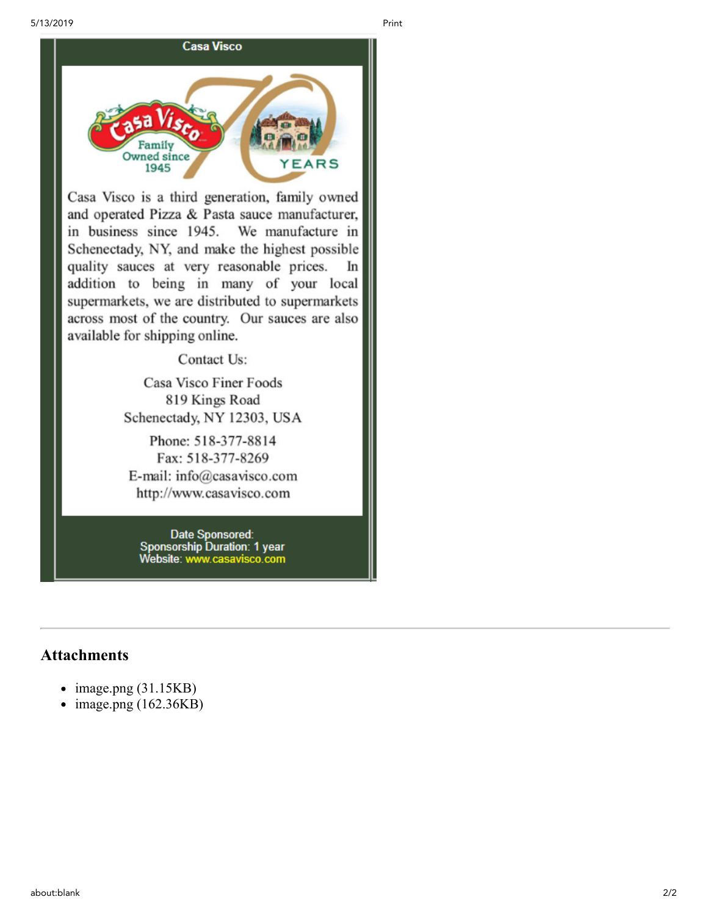Casa Visco

Casa Visco
Family Owned since 1945
70 YEARS

Casa Visco is a third generation, family owned and operated Pizza & Pasta sauce manufacturer, in business since 1945. We manufacture in Schenectady, NY, and make the highest possible quality sauces at very reasonable prices. In addition to being in many of your local supermarkets, we are distributed to supermarkets across most of the country. Our sauces are also available for shipping online.

Contact Us:

Casa Visco Finer Foods
819 Kings Road
Schenectady, NY 12303, USA

Phone: 518-377-8814
Fax: 518-377-8269
E-mail: info@casavisco.com
http://www.casavisco.com

Date Sponsored:
Sponsorship Duration: 1 year
Website: www.casavisco.com

---

## Attachments

- image.png (31.15KB)
- image.png (162.36KB)